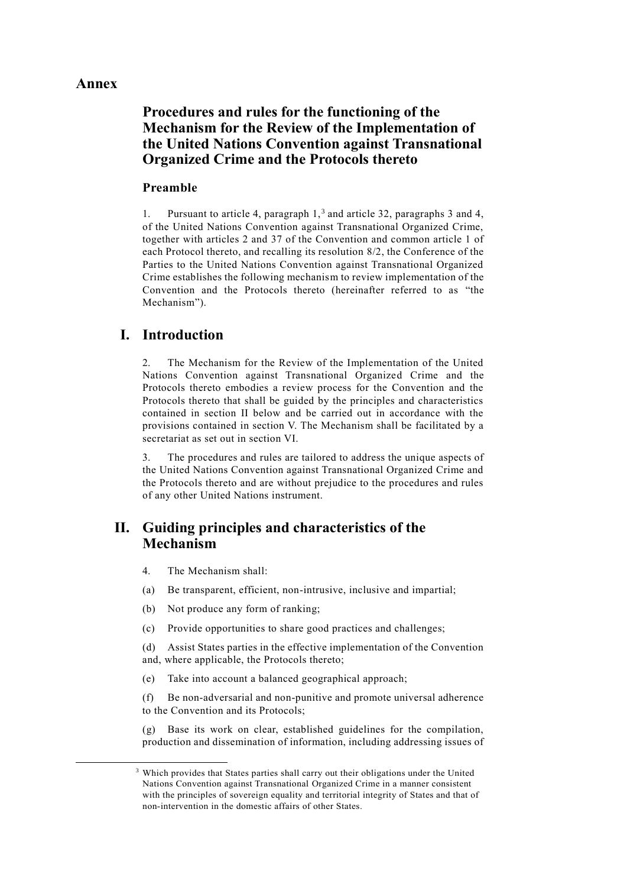# Annex

## Procedures and rules for the functioning of the Mechanism for the Review of the Implementation of the United Nations Convention against Transnational Organized Crime and the Protocols thereto

### Preamble

1. Pursuant to article 4, paragraph 1,[3] and article 32, paragraphs 3 and 4, of the United Nations Convention against Transnational Organized Crime, together with articles 2 and 37 of the Convention and common article 1 of each Protocol thereto, and recalling its resolution 8/2, the Conference of the Parties to the United Nations Convention against Transnational Organized Crime establishes the following mechanism to review implementation of the Convention and the Protocols thereto (hereinafter referred to as "the Mechanism").

## I. Introduction

2. The Mechanism for the Review of the Implementation of the United Nations Convention against Transnational Organized Crime and the Protocols thereto embodies a review process for the Convention and the Protocols thereto that shall be guided by the principles and characteristics contained in section II below and be carried out in accordance with the provisions contained in section V. The Mechanism shall be facilitated by a secretariat as set out in section VI.

3. The procedures and rules are tailored to address the unique aspects of the United Nations Convention against Transnational Organized Crime and the Protocols thereto and are without prejudice to the procedures and rules of any other United Nations instrument.

## II. Guiding principles and characteristics of the Mechanism

4. The Mechanism shall:

(a) Be transparent, efficient, non-intrusive, inclusive and impartial;

(b) Not produce any form of ranking;

(c) Provide opportunities to share good practices and challenges;

(d) Assist States parties in the effective implementation of the Convention and, where applicable, the Protocols thereto;

(e) Take into account a balanced geographical approach;

(f) Be non-adversarial and non-punitive and promote universal adherence to the Convention and its Protocols;

(g) Base its work on clear, established guidelines for the compilation, production and dissemination of information, including addressing issues of

[3] Which provides that States parties shall carry out their obligations under the United Nations Convention against Transnational Organized Crime in a manner consistent with the principles of sovereign equality and territorial integrity of States and that of non-intervention in the domestic affairs of other States.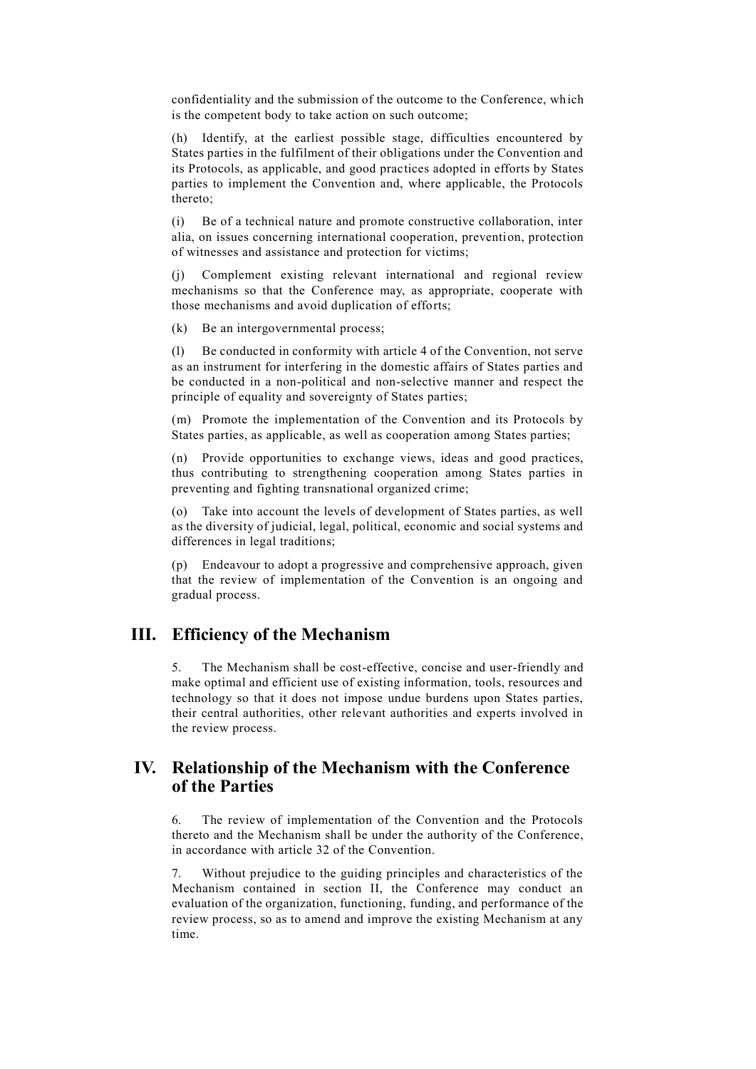confidentiality and the submission of the outcome to the Conference, which is the competent body to take action on such outcome;

(h) Identify, at the earliest possible stage, difficulties encountered by States parties in the fulfilment of their obligations under the Convention and its Protocols, as applicable, and good practices adopted in efforts by States parties to implement the Convention and, where applicable, the Protocols thereto;

(i) Be of a technical nature and promote constructive collaboration, inter alia, on issues concerning international cooperation, prevention, protection of witnesses and assistance and protection for victims;

(j) Complement existing relevant international and regional review mechanisms so that the Conference may, as appropriate, cooperate with those mechanisms and avoid duplication of efforts;

(k) Be an intergovernmental process;

(l) Be conducted in conformity with article 4 of the Convention, not serve as an instrument for interfering in the domestic affairs of States parties and be conducted in a non-political and non-selective manner and respect the principle of equality and sovereignty of States parties;

(m) Promote the implementation of the Convention and its Protocols by States parties, as applicable, as well as cooperation among States parties;

(n) Provide opportunities to exchange views, ideas and good practices, thus contributing to strengthening cooperation among States parties in preventing and fighting transnational organized crime;

(o) Take into account the levels of development of States parties, as well as the diversity of judicial, legal, political, economic and social systems and differences in legal traditions;

(p) Endeavour to adopt a progressive and comprehensive approach, given that the review of implementation of the Convention is an ongoing and gradual process.

## III. Efficiency of the Mechanism

5. The Mechanism shall be cost-effective, concise and user-friendly and make optimal and efficient use of existing information, tools, resources and technology so that it does not impose undue burdens upon States parties, their central authorities, other relevant authorities and experts involved in the review process.

## IV. Relationship of the Mechanism with the Conference of the Parties

6. The review of implementation of the Convention and the Protocols thereto and the Mechanism shall be under the authority of the Conference, in accordance with article 32 of the Convention.

7. Without prejudice to the guiding principles and characteristics of the Mechanism contained in section II, the Conference may conduct an evaluation of the organization, functioning, funding, and performance of the review process, so as to amend and improve the existing Mechanism at any time.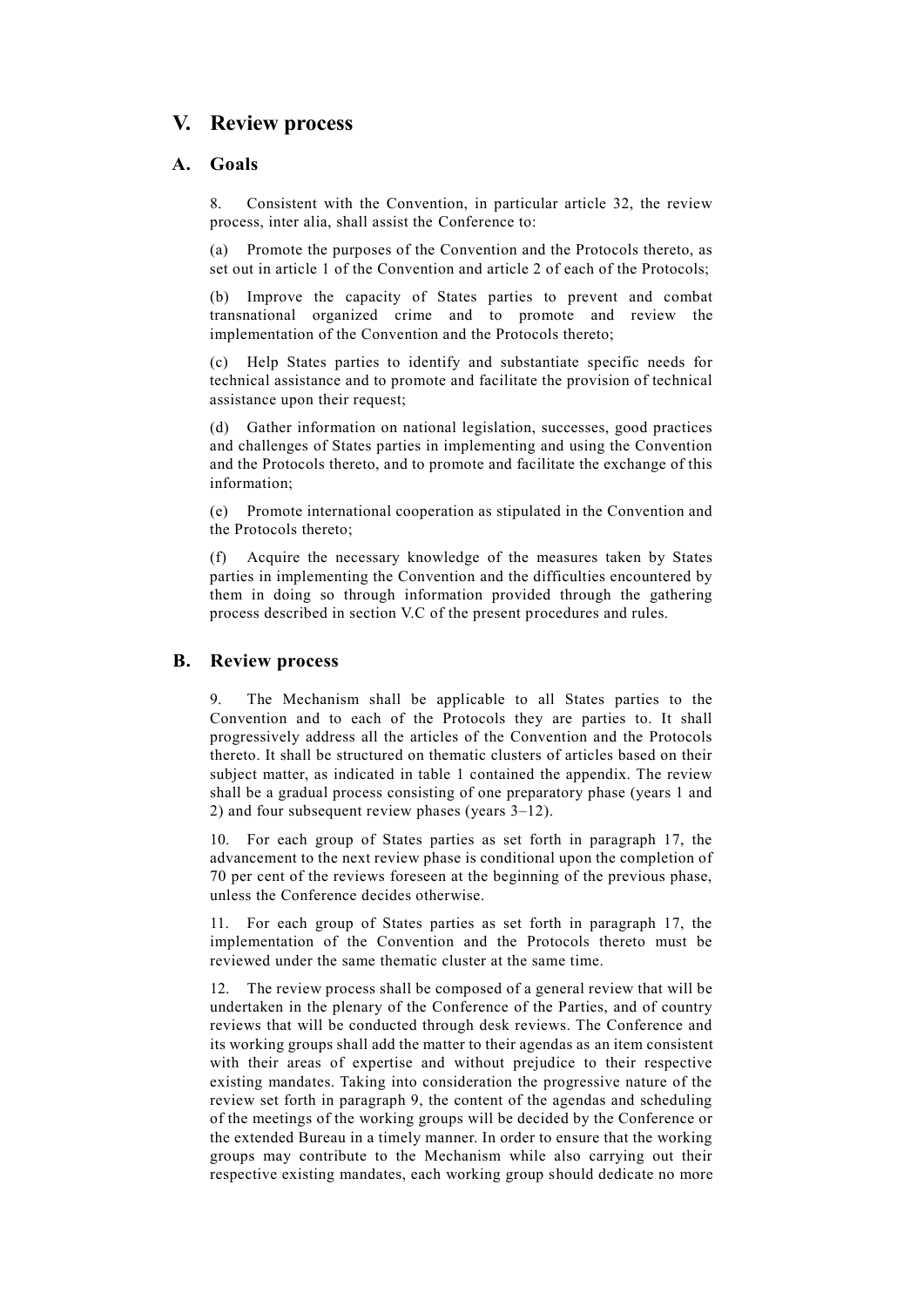# V. Review process

## A. Goals

8. Consistent with the Convention, in particular article 32, the review process, inter alia, shall assist the Conference to:

(a) Promote the purposes of the Convention and the Protocols thereto, as set out in article 1 of the Convention and article 2 of each of the Protocols;

(b) Improve the capacity of States parties to prevent and combat transnational organized crime and to promote and review the implementation of the Convention and the Protocols thereto;

(c) Help States parties to identify and substantiate specific needs for technical assistance and to promote and facilitate the provision of technical assistance upon their request;

(d) Gather information on national legislation, successes, good practices and challenges of States parties in implementing and using the Convention and the Protocols thereto, and to promote and facilitate the exchange of this information;

(e) Promote international cooperation as stipulated in the Convention and the Protocols thereto;

(f) Acquire the necessary knowledge of the measures taken by States parties in implementing the Convention and the difficulties encountered by them in doing so through information provided through the gathering process described in section V.C of the present procedures and rules.

## B. Review process

9. The Mechanism shall be applicable to all States parties to the Convention and to each of the Protocols they are parties to. It shall progressively address all the articles of the Convention and the Protocols thereto. It shall be structured on thematic clusters of articles based on their subject matter, as indicated in table 1 contained the appendix. The review shall be a gradual process consisting of one preparatory phase (years 1 and 2) and four subsequent review phases (years 3–12).

10. For each group of States parties as set forth in paragraph 17, the advancement to the next review phase is conditional upon the completion of 70 per cent of the reviews foreseen at the beginning of the previous phase, unless the Conference decides otherwise.

11. For each group of States parties as set forth in paragraph 17, the implementation of the Convention and the Protocols thereto must be reviewed under the same thematic cluster at the same time.

12. The review process shall be composed of a general review that will be undertaken in the plenary of the Conference of the Parties, and of country reviews that will be conducted through desk reviews. The Conference and its working groups shall add the matter to their agendas as an item consistent with their areas of expertise and without prejudice to their respective existing mandates. Taking into consideration the progressive nature of the review set forth in paragraph 9, the content of the agendas and scheduling of the meetings of the working groups will be decided by the Conference or the extended Bureau in a timely manner. In order to ensure that the working groups may contribute to the Mechanism while also carrying out their respective existing mandates, each working group should dedicate no more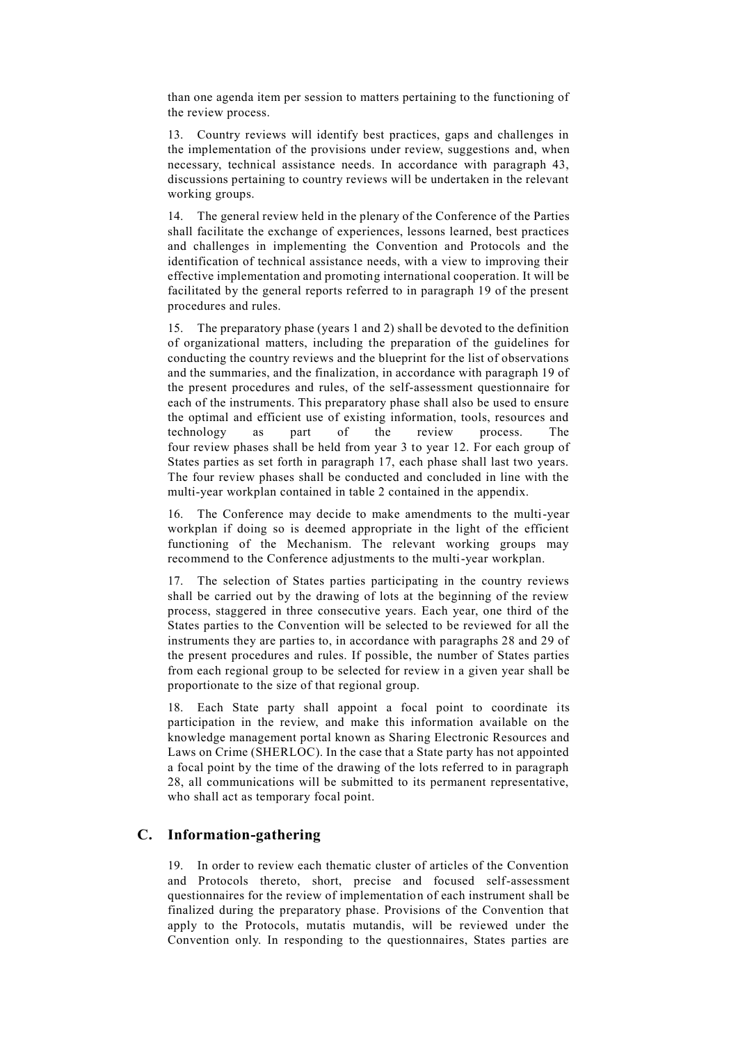than one agenda item per session to matters pertaining to the functioning of the review process.

13. Country reviews will identify best practices, gaps and challenges in the implementation of the provisions under review, suggestions and, when necessary, technical assistance needs. In accordance with paragraph 43, discussions pertaining to country reviews will be undertaken in the relevant working groups.

14. The general review held in the plenary of the Conference of the Parties shall facilitate the exchange of experiences, lessons learned, best practices and challenges in implementing the Convention and Protocols and the identification of technical assistance needs, with a view to improving their effective implementation and promoting international cooperation. It will be facilitated by the general reports referred to in paragraph 19 of the present procedures and rules.

15. The preparatory phase (years 1 and 2) shall be devoted to the definition of organizational matters, including the preparation of the guidelines for conducting the country reviews and the blueprint for the list of observations and the summaries, and the finalization, in accordance with paragraph 19 of the present procedures and rules, of the self-assessment questionnaire for each of the instruments. This preparatory phase shall also be used to ensure the optimal and efficient use of existing information, tools, resources and technology as part of the review process. The four review phases shall be held from year 3 to year 12. For each group of States parties as set forth in paragraph 17, each phase shall last two years. The four review phases shall be conducted and concluded in line with the multi-year workplan contained in table 2 contained in the appendix.

16. The Conference may decide to make amendments to the multi-year workplan if doing so is deemed appropriate in the light of the efficient functioning of the Mechanism. The relevant working groups may recommend to the Conference adjustments to the multi-year workplan.

17. The selection of States parties participating in the country reviews shall be carried out by the drawing of lots at the beginning of the review process, staggered in three consecutive years. Each year, one third of the States parties to the Convention will be selected to be reviewed for all the instruments they are parties to, in accordance with paragraphs 28 and 29 of the present procedures and rules. If possible, the number of States parties from each regional group to be selected for review in a given year shall be proportionate to the size of that regional group.

18. Each State party shall appoint a focal point to coordinate its participation in the review, and make this information available on the knowledge management portal known as Sharing Electronic Resources and Laws on Crime (SHERLOC). In the case that a State party has not appointed a focal point by the time of the drawing of the lots referred to in paragraph 28, all communications will be submitted to its permanent representative, who shall act as temporary focal point.

## C. Information-gathering

19. In order to review each thematic cluster of articles of the Convention and Protocols thereto, short, precise and focused self-assessment questionnaires for the review of implementation of each instrument shall be finalized during the preparatory phase. Provisions of the Convention that apply to the Protocols, mutatis mutandis, will be reviewed under the Convention only. In responding to the questionnaires, States parties are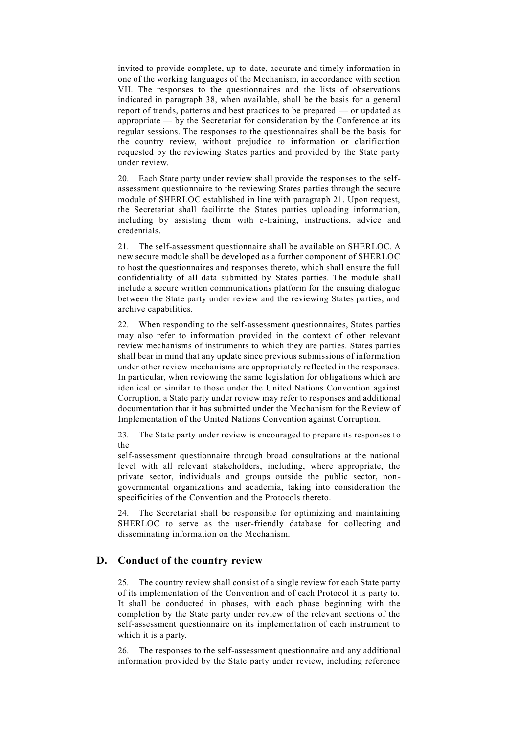invited to provide complete, up-to-date, accurate and timely information in one of the working languages of the Mechanism, in accordance with section VII. The responses to the questionnaires and the lists of observations indicated in paragraph 38, when available, shall be the basis for a general report of trends, patterns and best practices to be prepared — or updated as appropriate — by the Secretariat for consideration by the Conference at its regular sessions. The responses to the questionnaires shall be the basis for the country review, without prejudice to information or clarification requested by the reviewing States parties and provided by the State party under review.

20. Each State party under review shall provide the responses to the self-assessment questionnaire to the reviewing States parties through the secure module of SHERLOC established in line with paragraph 21. Upon request, the Secretariat shall facilitate the States parties uploading information, including by assisting them with e-training, instructions, advice and credentials.

21. The self-assessment questionnaire shall be available on SHERLOC. A new secure module shall be developed as a further component of SHERLOC to host the questionnaires and responses thereto, which shall ensure the full confidentiality of all data submitted by States parties. The module shall include a secure written communications platform for the ensuing dialogue between the State party under review and the reviewing States parties, and archive capabilities.

22. When responding to the self-assessment questionnaires, States parties may also refer to information provided in the context of other relevant review mechanisms of instruments to which they are parties. States parties shall bear in mind that any update since previous submissions of information under other review mechanisms are appropriately reflected in the responses. In particular, when reviewing the same legislation for obligations which are identical or similar to those under the United Nations Convention against Corruption, a State party under review may refer to responses and additional documentation that it has submitted under the Mechanism for the Review of Implementation of the United Nations Convention against Corruption.

23. The State party under review is encouraged to prepare its responses to the self-assessment questionnaire through broad consultations at the national level with all relevant stakeholders, including, where appropriate, the private sector, individuals and groups outside the public sector, non-governmental organizations and academia, taking into consideration the specificities of the Convention and the Protocols thereto.

24. The Secretariat shall be responsible for optimizing and maintaining SHERLOC to serve as the user-friendly database for collecting and disseminating information on the Mechanism.

## D. Conduct of the country review

25. The country review shall consist of a single review for each State party of its implementation of the Convention and of each Protocol it is party to. It shall be conducted in phases, with each phase beginning with the completion by the State party under review of the relevant sections of the self-assessment questionnaire on its implementation of each instrument to which it is a party.

26. The responses to the self-assessment questionnaire and any additional information provided by the State party under review, including reference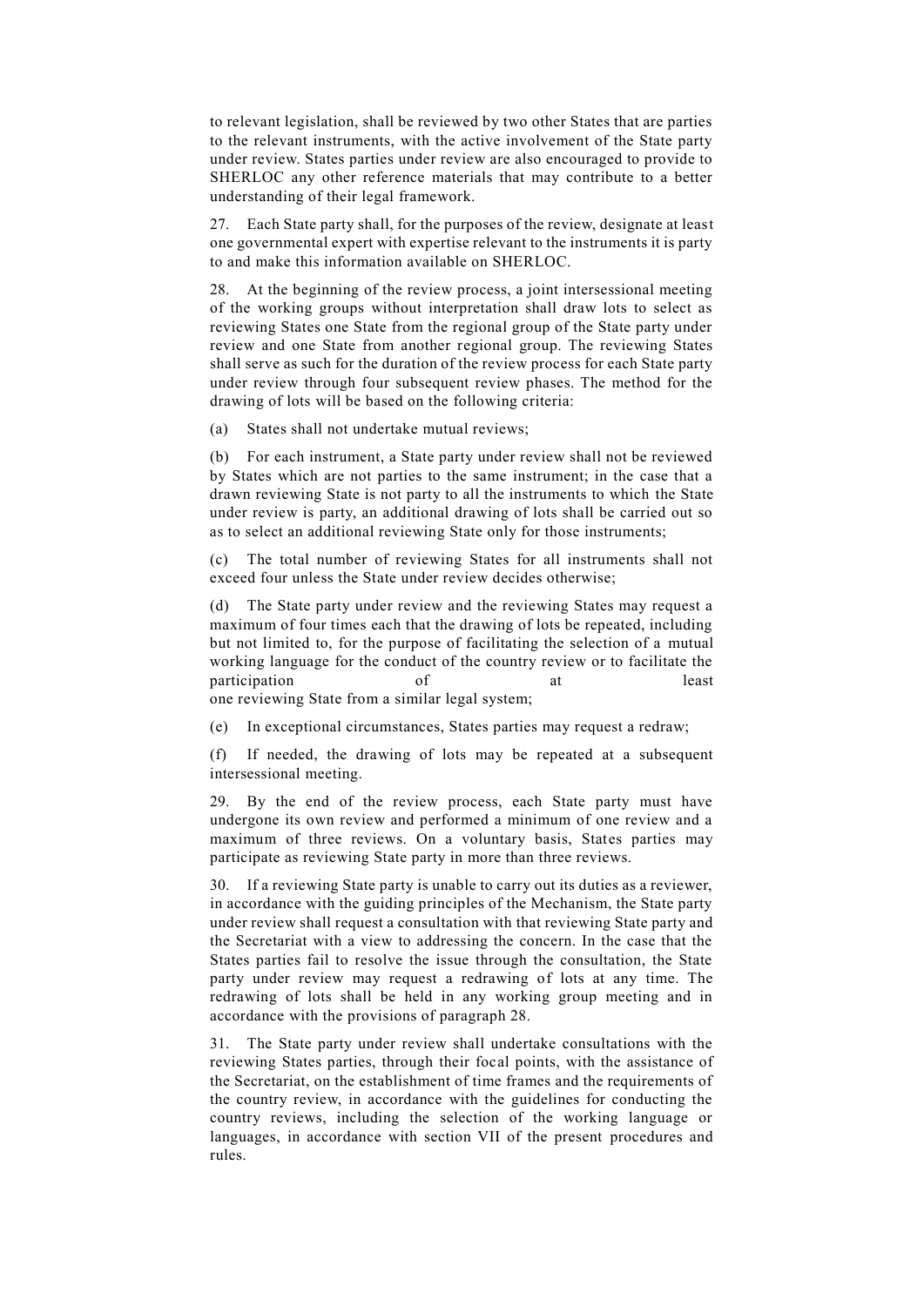to relevant legislation, shall be reviewed by two other States that are parties to the relevant instruments, with the active involvement of the State party under review. States parties under review are also encouraged to provide to SHERLOC any other reference materials that may contribute to a better understanding of their legal framework.

27. Each State party shall, for the purposes of the review, designate at least one governmental expert with expertise relevant to the instruments it is party to and make this information available on SHERLOC.

28. At the beginning of the review process, a joint intersessional meeting of the working groups without interpretation shall draw lots to select as reviewing States one State from the regional group of the State party under review and one State from another regional group. The reviewing States shall serve as such for the duration of the review process for each State party under review through four subsequent review phases. The method for the drawing of lots will be based on the following criteria:

(a) States shall not undertake mutual reviews;

(b) For each instrument, a State party under review shall not be reviewed by States which are not parties to the same instrument; in the case that a drawn reviewing State is not party to all the instruments to which the State under review is party, an additional drawing of lots shall be carried out so as to select an additional reviewing State only for those instruments;

(c) The total number of reviewing States for all instruments shall not exceed four unless the State under review decides otherwise;

(d) The State party under review and the reviewing States may request a maximum of four times each that the drawing of lots be repeated, including but not limited to, for the purpose of facilitating the selection of a mutual working language for the conduct of the country review or to facilitate the participation of at least one reviewing State from a similar legal system;

(e) In exceptional circumstances, States parties may request a redraw;

(f) If needed, the drawing of lots may be repeated at a subsequent intersessional meeting.

29. By the end of the review process, each State party must have undergone its own review and performed a minimum of one review and a maximum of three reviews. On a voluntary basis, States parties may participate as reviewing State party in more than three reviews.

30. If a reviewing State party is unable to carry out its duties as a reviewer, in accordance with the guiding principles of the Mechanism, the State party under review shall request a consultation with that reviewing State party and the Secretariat with a view to addressing the concern. In the case that the States parties fail to resolve the issue through the consultation, the State party under review may request a redrawing of lots at any time. The redrawing of lots shall be held in any working group meeting and in accordance with the provisions of paragraph 28.

31. The State party under review shall undertake consultations with the reviewing States parties, through their focal points, with the assistance of the Secretariat, on the establishment of time frames and the requirements of the country review, in accordance with the guidelines for conducting the country reviews, including the selection of the working language or languages, in accordance with section VII of the present procedures and rules.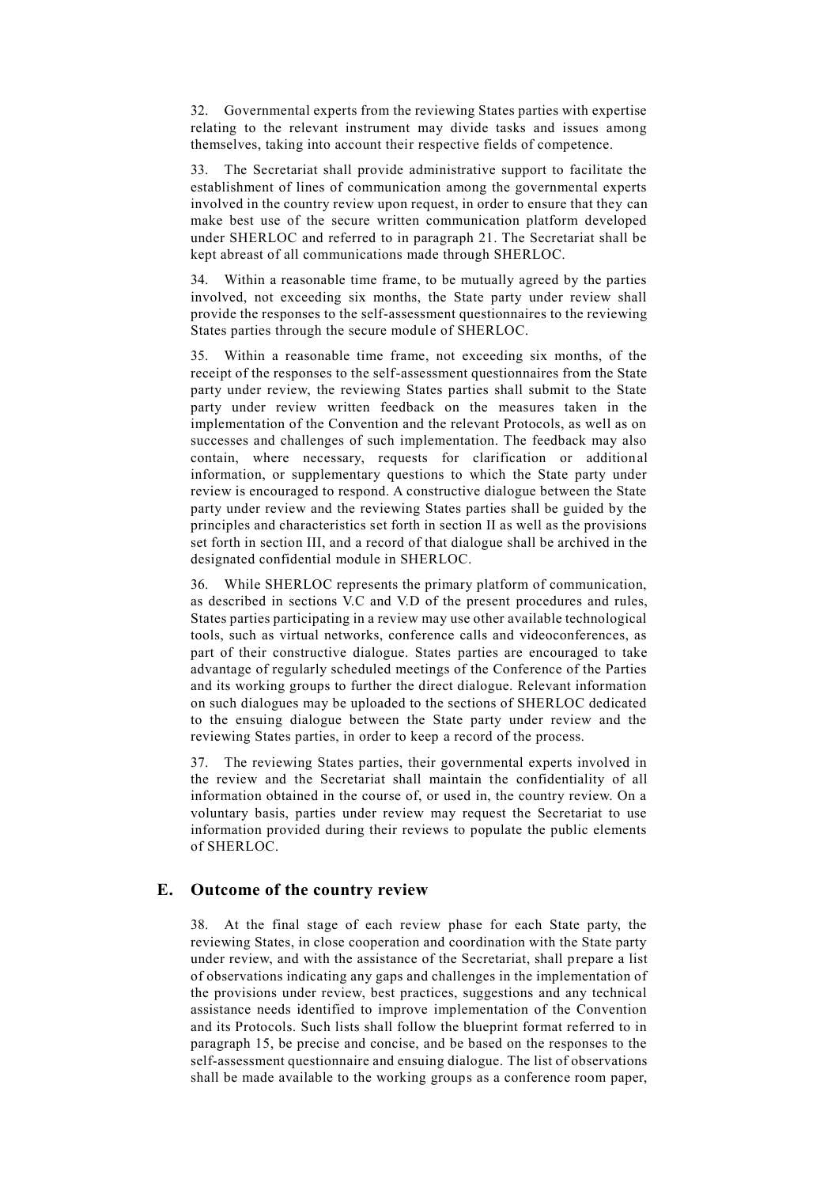32. Governmental experts from the reviewing States parties with expertise relating to the relevant instrument may divide tasks and issues among themselves, taking into account their respective fields of competence.

33. The Secretariat shall provide administrative support to facilitate the establishment of lines of communication among the governmental experts involved in the country review upon request, in order to ensure that they can make best use of the secure written communication platform developed under SHERLOC and referred to in paragraph 21. The Secretariat shall be kept abreast of all communications made through SHERLOC.

34. Within a reasonable time frame, to be mutually agreed by the parties involved, not exceeding six months, the State party under review shall provide the responses to the self-assessment questionnaires to the reviewing States parties through the secure module of SHERLOC.

35. Within a reasonable time frame, not exceeding six months, of the receipt of the responses to the self-assessment questionnaires from the State party under review, the reviewing States parties shall submit to the State party under review written feedback on the measures taken in the implementation of the Convention and the relevant Protocols, as well as on successes and challenges of such implementation. The feedback may also contain, where necessary, requests for clarification or additional information, or supplementary questions to which the State party under review is encouraged to respond. A constructive dialogue between the State party under review and the reviewing States parties shall be guided by the principles and characteristics set forth in section II as well as the provisions set forth in section III, and a record of that dialogue shall be archived in the designated confidential module in SHERLOC.

36. While SHERLOC represents the primary platform of communication, as described in sections V.C and V.D of the present procedures and rules, States parties participating in a review may use other available technological tools, such as virtual networks, conference calls and videoconferences, as part of their constructive dialogue. States parties are encouraged to take advantage of regularly scheduled meetings of the Conference of the Parties and its working groups to further the direct dialogue. Relevant information on such dialogues may be uploaded to the sections of SHERLOC dedicated to the ensuing dialogue between the State party under review and the reviewing States parties, in order to keep a record of the process.

37. The reviewing States parties, their governmental experts involved in the review and the Secretariat shall maintain the confidentiality of all information obtained in the course of, or used in, the country review. On a voluntary basis, parties under review may request the Secretariat to use information provided during their reviews to populate the public elements of SHERLOC.

## E. Outcome of the country review

38. At the final stage of each review phase for each State party, the reviewing States, in close cooperation and coordination with the State party under review, and with the assistance of the Secretariat, shall prepare a list of observations indicating any gaps and challenges in the implementation of the provisions under review, best practices, suggestions and any technical assistance needs identified to improve implementation of the Convention and its Protocols. Such lists shall follow the blueprint format referred to in paragraph 15, be precise and concise, and be based on the responses to the self-assessment questionnaire and ensuing dialogue. The list of observations shall be made available to the working groups as a conference room paper,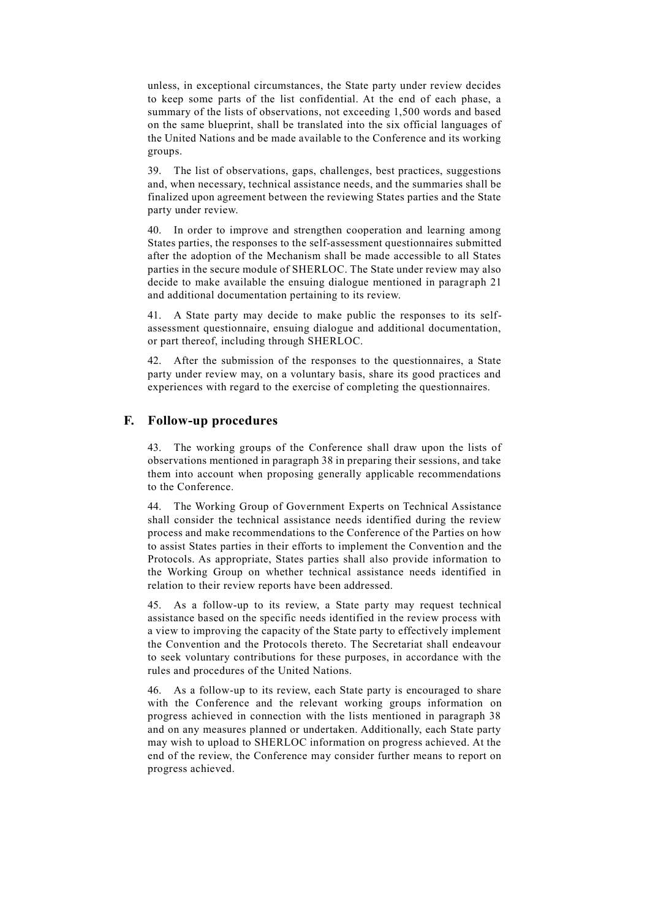unless, in exceptional circumstances, the State party under review decides to keep some parts of the list confidential. At the end of each phase, a summary of the lists of observations, not exceeding 1,500 words and based on the same blueprint, shall be translated into the six official languages of the United Nations and be made available to the Conference and its working groups.

39. The list of observations, gaps, challenges, best practices, suggestions and, when necessary, technical assistance needs, and the summaries shall be finalized upon agreement between the reviewing States parties and the State party under review.

40. In order to improve and strengthen cooperation and learning among States parties, the responses to the self-assessment questionnaires submitted after the adoption of the Mechanism shall be made accessible to all States parties in the secure module of SHERLOC. The State under review may also decide to make available the ensuing dialogue mentioned in paragraph 21 and additional documentation pertaining to its review.

41. A State party may decide to make public the responses to its self-assessment questionnaire, ensuing dialogue and additional documentation, or part thereof, including through SHERLOC.

42. After the submission of the responses to the questionnaires, a State party under review may, on a voluntary basis, share its good practices and experiences with regard to the exercise of completing the questionnaires.

## F. Follow-up procedures

43. The working groups of the Conference shall draw upon the lists of observations mentioned in paragraph 38 in preparing their sessions, and take them into account when proposing generally applicable recommendations to the Conference.

44. The Working Group of Government Experts on Technical Assistance shall consider the technical assistance needs identified during the review process and make recommendations to the Conference of the Parties on how to assist States parties in their efforts to implement the Convention and the Protocols. As appropriate, States parties shall also provide information to the Working Group on whether technical assistance needs identified in relation to their review reports have been addressed.

45. As a follow-up to its review, a State party may request technical assistance based on the specific needs identified in the review process with a view to improving the capacity of the State party to effectively implement the Convention and the Protocols thereto. The Secretariat shall endeavour to seek voluntary contributions for these purposes, in accordance with the rules and procedures of the United Nations.

46. As a follow-up to its review, each State party is encouraged to share with the Conference and the relevant working groups information on progress achieved in connection with the lists mentioned in paragraph 38 and on any measures planned or undertaken. Additionally, each State party may wish to upload to SHERLOC information on progress achieved. At the end of the review, the Conference may consider further means to report on progress achieved.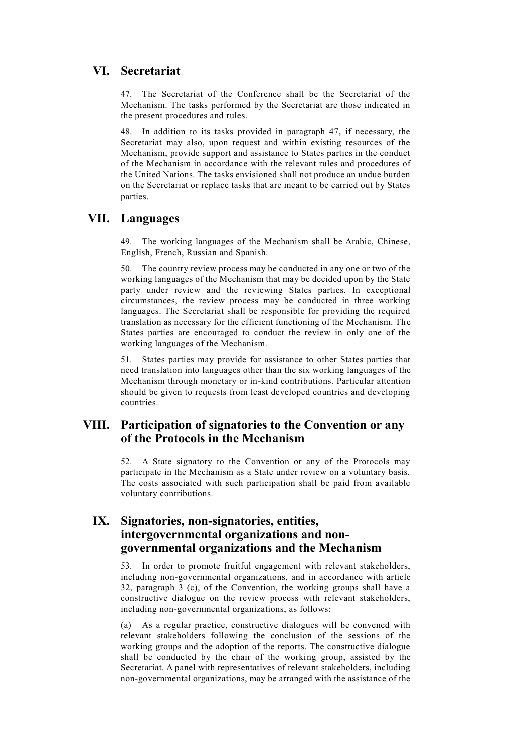## VI. Secretariat

47. The Secretariat of the Conference shall be the Secretariat of the Mechanism. The tasks performed by the Secretariat are those indicated in the present procedures and rules.

48. In addition to its tasks provided in paragraph 47, if necessary, the Secretariat may also, upon request and within existing resources of the Mechanism, provide support and assistance to States parties in the conduct of the Mechanism in accordance with the relevant rules and procedures of the United Nations. The tasks envisioned shall not produce an undue burden on the Secretariat or replace tasks that are meant to be carried out by States parties.

## VII. Languages

49. The working languages of the Mechanism shall be Arabic, Chinese, English, French, Russian and Spanish.

50. The country review process may be conducted in any one or two of the working languages of the Mechanism that may be decided upon by the State party under review and the reviewing States parties. In exceptional circumstances, the review process may be conducted in three working languages. The Secretariat shall be responsible for providing the required translation as necessary for the efficient functioning of the Mechanism. The States parties are encouraged to conduct the review in only one of the working languages of the Mechanism.

51. States parties may provide for assistance to other States parties that need translation into languages other than the six working languages of the Mechanism through monetary or in-kind contributions. Particular attention should be given to requests from least developed countries and developing countries.

## VIII. Participation of signatories to the Convention or any of the Protocols in the Mechanism

52. A State signatory to the Convention or any of the Protocols may participate in the Mechanism as a State under review on a voluntary basis. The costs associated with such participation shall be paid from available voluntary contributions.

## IX. Signatories, non-signatories, entities, intergovernmental organizations and non-governmental organizations and the Mechanism

53. In order to promote fruitful engagement with relevant stakeholders, including non-governmental organizations, and in accordance with article 32, paragraph 3 (c), of the Convention, the working groups shall have a constructive dialogue on the review process with relevant stakeholders, including non-governmental organizations, as follows:

(a) As a regular practice, constructive dialogues will be convened with relevant stakeholders following the conclusion of the sessions of the working groups and the adoption of the reports. The constructive dialogue shall be conducted by the chair of the working group, assisted by the Secretariat. A panel with representatives of relevant stakeholders, including non-governmental organizations, may be arranged with the assistance of the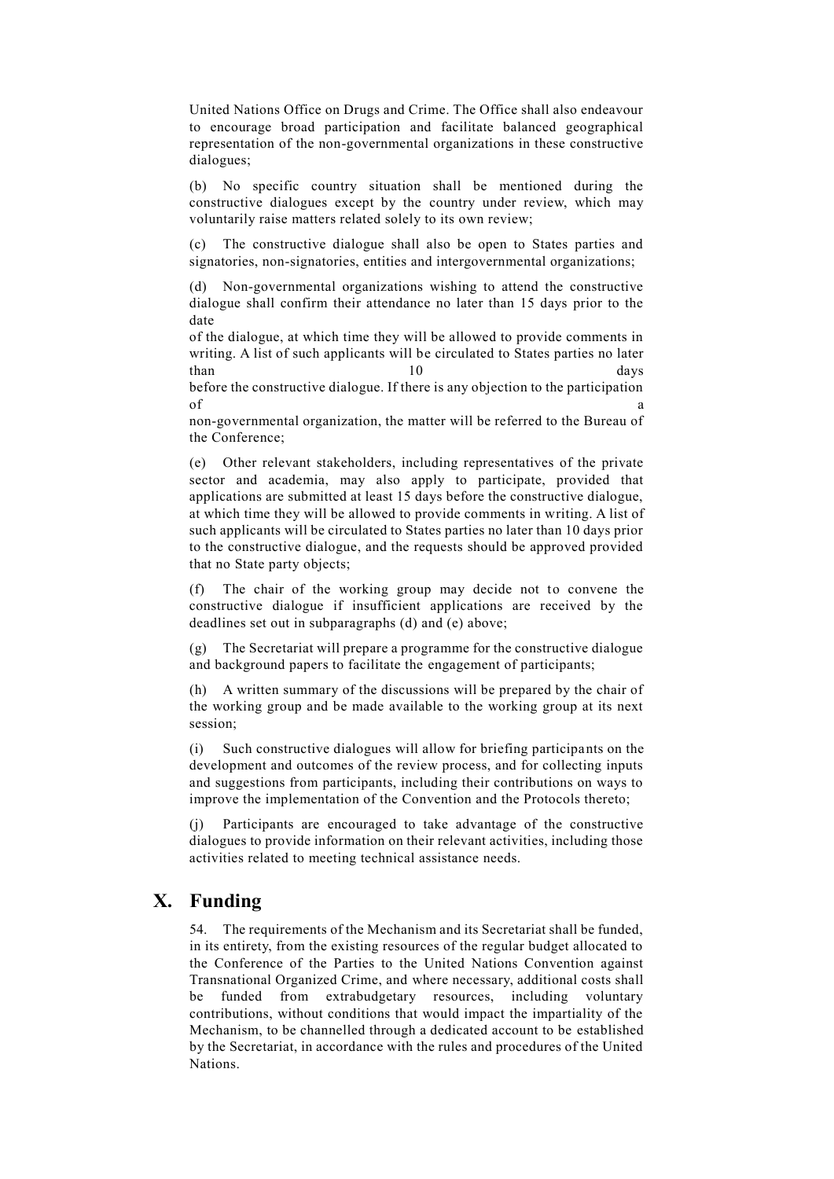United Nations Office on Drugs and Crime. The Office shall also endeavour to encourage broad participation and facilitate balanced geographical representation of the non-governmental organizations in these constructive dialogues;

(b) No specific country situation shall be mentioned during the constructive dialogues except by the country under review, which may voluntarily raise matters related solely to its own review;

(c) The constructive dialogue shall also be open to States parties and signatories, non-signatories, entities and intergovernmental organizations;

(d) Non-governmental organizations wishing to attend the constructive dialogue shall confirm their attendance no later than 15 days prior to the date of the dialogue, at which time they will be allowed to provide comments in writing. A list of such applicants will be circulated to States parties no later than 10 days before the constructive dialogue. If there is any objection to the participation of a non-governmental organization, the matter will be referred to the Bureau of the Conference;

(e) Other relevant stakeholders, including representatives of the private sector and academia, may also apply to participate, provided that applications are submitted at least 15 days before the constructive dialogue, at which time they will be allowed to provide comments in writing. A list of such applicants will be circulated to States parties no later than 10 days prior to the constructive dialogue, and the requests should be approved provided that no State party objects;

(f) The chair of the working group may decide not to convene the constructive dialogue if insufficient applications are received by the deadlines set out in subparagraphs (d) and (e) above;

(g) The Secretariat will prepare a programme for the constructive dialogue and background papers to facilitate the engagement of participants;

(h) A written summary of the discussions will be prepared by the chair of the working group and be made available to the working group at its next session;

(i) Such constructive dialogues will allow for briefing participants on the development and outcomes of the review process, and for collecting inputs and suggestions from participants, including their contributions on ways to improve the implementation of the Convention and the Protocols thereto;

(j) Participants are encouraged to take advantage of the constructive dialogues to provide information on their relevant activities, including those activities related to meeting technical assistance needs.

## X. Funding

54. The requirements of the Mechanism and its Secretariat shall be funded, in its entirety, from the existing resources of the regular budget allocated to the Conference of the Parties to the United Nations Convention against Transnational Organized Crime, and where necessary, additional costs shall be funded from extrabudgetary resources, including voluntary contributions, without conditions that would impact the impartiality of the Mechanism, to be channelled through a dedicated account to be established by the Secretariat, in accordance with the rules and procedures of the United Nations.